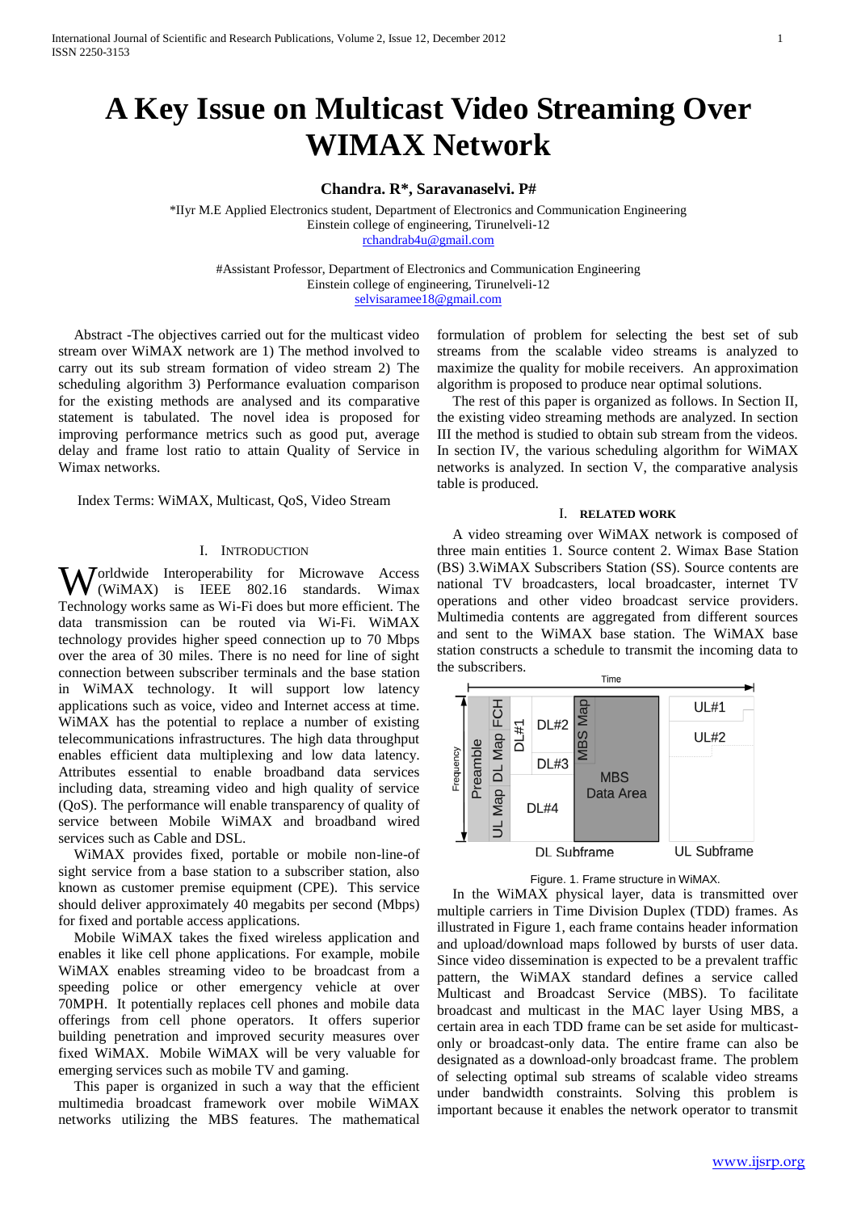# A Key Issue on Multicast Video Streaming Over WIMAX Network

**Chandra. R\*, Saravanaselvi. P#**

\*IIyr M.E Applied Electronics student, Department of Electronics and Communication Engineering
Einstein college of engineering, Tirunelveli-12
rchandrab4u@gmail.com

#Assistant Professor, Department of Electronics and Communication Engineering
Einstein college of engineering, Tirunelveli-12
selvisaramee18@gmail.com

Abstract -The objectives carried out for the multicast video stream over WiMAX network are 1) The method involved to carry out its sub stream formation of video stream 2) The scheduling algorithm 3) Performance evaluation comparison for the existing methods are analysed and its comparative statement is tabulated. The novel idea is proposed for improving performance metrics such as good put, average delay and frame lost ratio to attain Quality of Service in Wimax networks.

Index Terms: WiMAX, Multicast, QoS, Video Stream

## I. Introduction

Worldwide Interoperability for Microwave Access (WiMAX) is IEEE 802.16 standards. Wimax Technology works same as Wi-Fi does but more efficient. The data transmission can be routed via Wi-Fi. WiMAX technology provides higher speed connection up to 70 Mbps over the area of 30 miles. There is no need for line of sight connection between subscriber terminals and the base station in WiMAX technology. It will support low latency applications such as voice, video and Internet access at time. WiMAX has the potential to replace a number of existing telecommunications infrastructures. The high data throughput enables efficient data multiplexing and low data latency. Attributes essential to enable broadband data services including data, streaming video and high quality of service (QoS). The performance will enable transparency of quality of service between Mobile WiMAX and broadband wired services such as Cable and DSL.

WiMAX provides fixed, portable or mobile non-line-of sight service from a base station to a subscriber station, also known as customer premise equipment (CPE). This service should deliver approximately 40 megabits per second (Mbps) for fixed and portable access applications.

Mobile WiMAX takes the fixed wireless application and enables it like cell phone applications. For example, mobile WiMAX enables streaming video to be broadcast from a speeding police or other emergency vehicle at over 70MPH. It potentially replaces cell phones and mobile data offerings from cell phone operators. It offers superior building penetration and improved security measures over fixed WiMAX. Mobile WiMAX will be very valuable for emerging services such as mobile TV and gaming.

This paper is organized in such a way that the efficient multimedia broadcast framework over mobile WiMAX networks utilizing the MBS features. The mathematical formulation of problem for selecting the best set of sub streams from the scalable video streams is analyzed to maximize the quality for mobile receivers. An approximation algorithm is proposed to produce near optimal solutions.

The rest of this paper is organized as follows. In Section II, the existing video streaming methods are analyzed. In section III the method is studied to obtain sub stream from the videos. In section IV, the various scheduling algorithm for WiMAX networks is analyzed. In section V, the comparative analysis table is produced.

## I. Related Work

A video streaming over WiMAX network is composed of three main entities 1. Source content 2. Wimax Base Station (BS) 3.WiMAX Subscribers Station (SS). Source contents are national TV broadcasters, local broadcaster, internet TV operations and other video broadcast service providers. Multimedia contents are aggregated from different sources and sent to the WiMAX base station. The WiMAX base station constructs a schedule to transmit the incoming data to the subscribers.

Figure. 1. Frame structure in WiMAX.

In the WiMAX physical layer, data is transmitted over multiple carriers in Time Division Duplex (TDD) frames. As illustrated in Figure 1, each frame contains header information and upload/download maps followed by bursts of user data. Since video dissemination is expected to be a prevalent traffic pattern, the WiMAX standard defines a service called Multicast and Broadcast Service (MBS). To facilitate broadcast and multicast in the MAC layer Using MBS, a certain area in each TDD frame can be set aside for multicast-only or broadcast-only data. The entire frame can also be designated as a download-only broadcast frame. The problem of selecting optimal sub streams of scalable video streams under bandwidth constraints. Solving this problem is important because it enables the network operator to transmit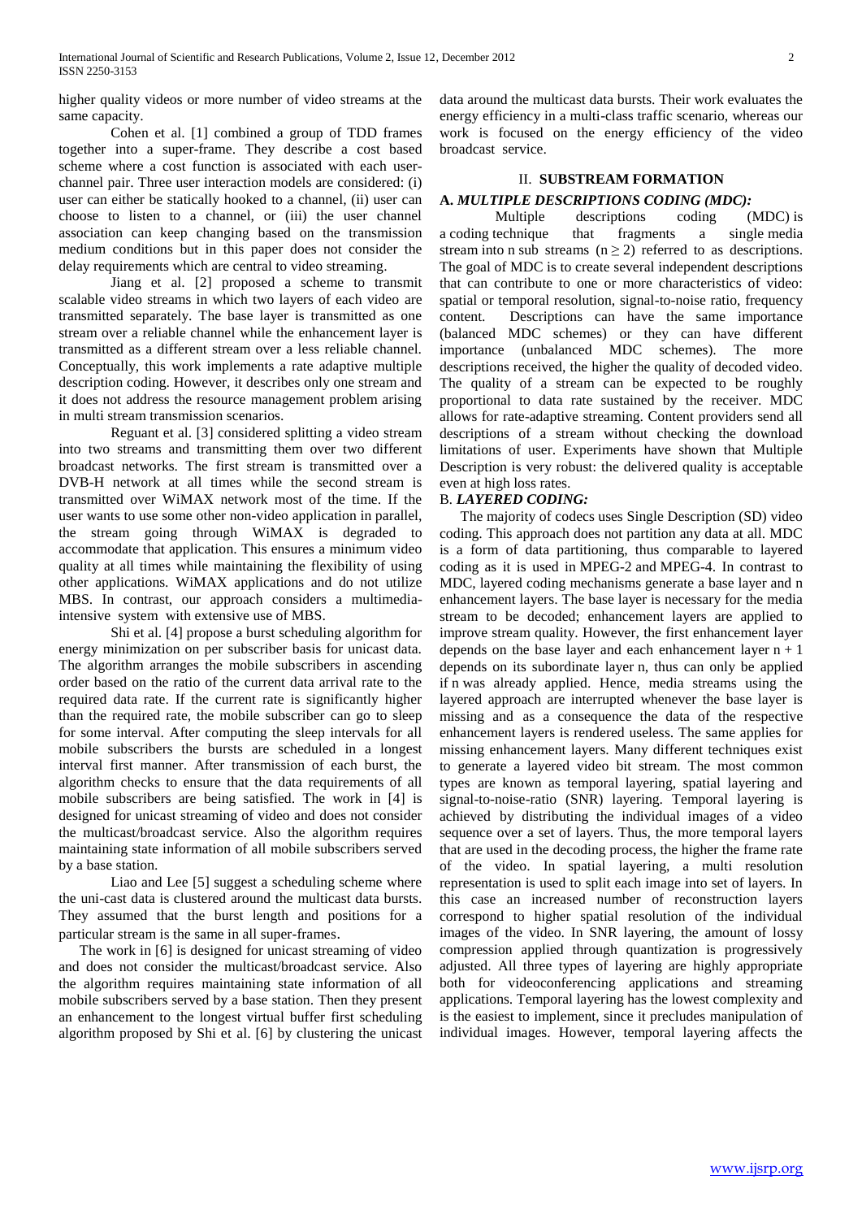higher quality videos or more number of video streams at the same capacity.

Cohen et al. [1] combined a group of TDD frames together into a super-frame. They describe a cost based scheme where a cost function is associated with each user-channel pair. Three user interaction models are considered: (i) user can either be statically hooked to a channel, (ii) user can choose to listen to a channel, or (iii) the user channel association can keep changing based on the transmission medium conditions but in this paper does not consider the delay requirements which are central to video streaming.

Jiang et al. [2] proposed a scheme to transmit scalable video streams in which two layers of each video are transmitted separately. The base layer is transmitted as one stream over a reliable channel while the enhancement layer is transmitted as a different stream over a less reliable channel. Conceptually, this work implements a rate adaptive multiple description coding. However, it describes only one stream and it does not address the resource management problem arising in multi stream transmission scenarios.

Reguant et al. [3] considered splitting a video stream into two streams and transmitting them over two different broadcast networks. The first stream is transmitted over a DVB-H network at all times while the second stream is transmitted over WiMAX network most of the time. If the user wants to use some other non-video application in parallel, the stream going through WiMAX is degraded to accommodate that application. This ensures a minimum video quality at all times while maintaining the flexibility of using other applications. WiMAX applications and do not utilize MBS. In contrast, our approach considers a multimedia-intensive system with extensive use of MBS.

Shi et al. [4] propose a burst scheduling algorithm for energy minimization on per subscriber basis for unicast data. The algorithm arranges the mobile subscribers in ascending order based on the ratio of the current data arrival rate to the required data rate. If the current rate is significantly higher than the required rate, the mobile subscriber can go to sleep for some interval. After computing the sleep intervals for all mobile subscribers the bursts are scheduled in a longest interval first manner. After transmission of each burst, the algorithm checks to ensure that the data requirements of all mobile subscribers are being satisfied. The work in [4] is designed for unicast streaming of video and does not consider the multicast/broadcast service. Also the algorithm requires maintaining state information of all mobile subscribers served by a base station.

Liao and Lee [5] suggest a scheduling scheme where the uni-cast data is clustered around the multicast data bursts. They assumed that the burst length and positions for a particular stream is the same in all super-frames.

The work in [6] is designed for unicast streaming of video and does not consider the multicast/broadcast service. Also the algorithm requires maintaining state information of all mobile subscribers served by a base station. Then they present an enhancement to the longest virtual buffer first scheduling algorithm proposed by Shi et al. [6] by clustering the unicast data around the multicast data bursts. Their work evaluates the energy efficiency in a multi-class traffic scenario, whereas our work is focused on the energy efficiency of the video broadcast service.

## II. SUBSTREAM FORMATION

### A. *MULTIPLE DESCRIPTIONS CODING (MDC):*

Multiple descriptions coding (MDC) is a coding technique that fragments a single media stream into n sub streams ($n \geq 2$) referred to as descriptions. The goal of MDC is to create several independent descriptions that can contribute to one or more characteristics of video: spatial or temporal resolution, signal-to-noise ratio, frequency content. Descriptions can have the same importance (balanced MDC schemes) or they can have different importance (unbalanced MDC schemes). The more descriptions received, the higher the quality of decoded video. The quality of a stream can be expected to be roughly proportional to data rate sustained by the receiver. MDC allows for rate-adaptive streaming. Content providers send all descriptions of a stream without checking the download limitations of user. Experiments have shown that Multiple Description is very robust: the delivered quality is acceptable even at high loss rates.

### B. *LAYERED CODING:*

The majority of codecs uses Single Description (SD) video coding. This approach does not partition any data at all. MDC is a form of data partitioning, thus comparable to layered coding as it is used in MPEG-2 and MPEG-4. In contrast to MDC, layered coding mechanisms generate a base layer and n enhancement layers. The base layer is necessary for the media stream to be decoded; enhancement layers are applied to improve stream quality. However, the first enhancement layer depends on the base layer and each enhancement layer $n + 1$ depends on its subordinate layer n, thus can only be applied if n was already applied. Hence, media streams using the layered approach are interrupted whenever the base layer is missing and as a consequence the data of the respective enhancement layers is rendered useless. The same applies for missing enhancement layers. Many different techniques exist to generate a layered video bit stream. The most common types are known as temporal layering, spatial layering and signal-to-noise-ratio (SNR) layering. Temporal layering is achieved by distributing the individual images of a video sequence over a set of layers. Thus, the more temporal layers that are used in the decoding process, the higher the frame rate of the video. In spatial layering, a multi resolution representation is used to split each image into set of layers. In this case an increased number of reconstruction layers correspond to higher spatial resolution of the individual images of the video. In SNR layering, the amount of lossy compression applied through quantization is progressively adjusted. All three types of layering are highly appropriate both for videoconferencing applications and streaming applications. Temporal layering has the lowest complexity and is the easiest to implement, since it precludes manipulation of individual images. However, temporal layering affects the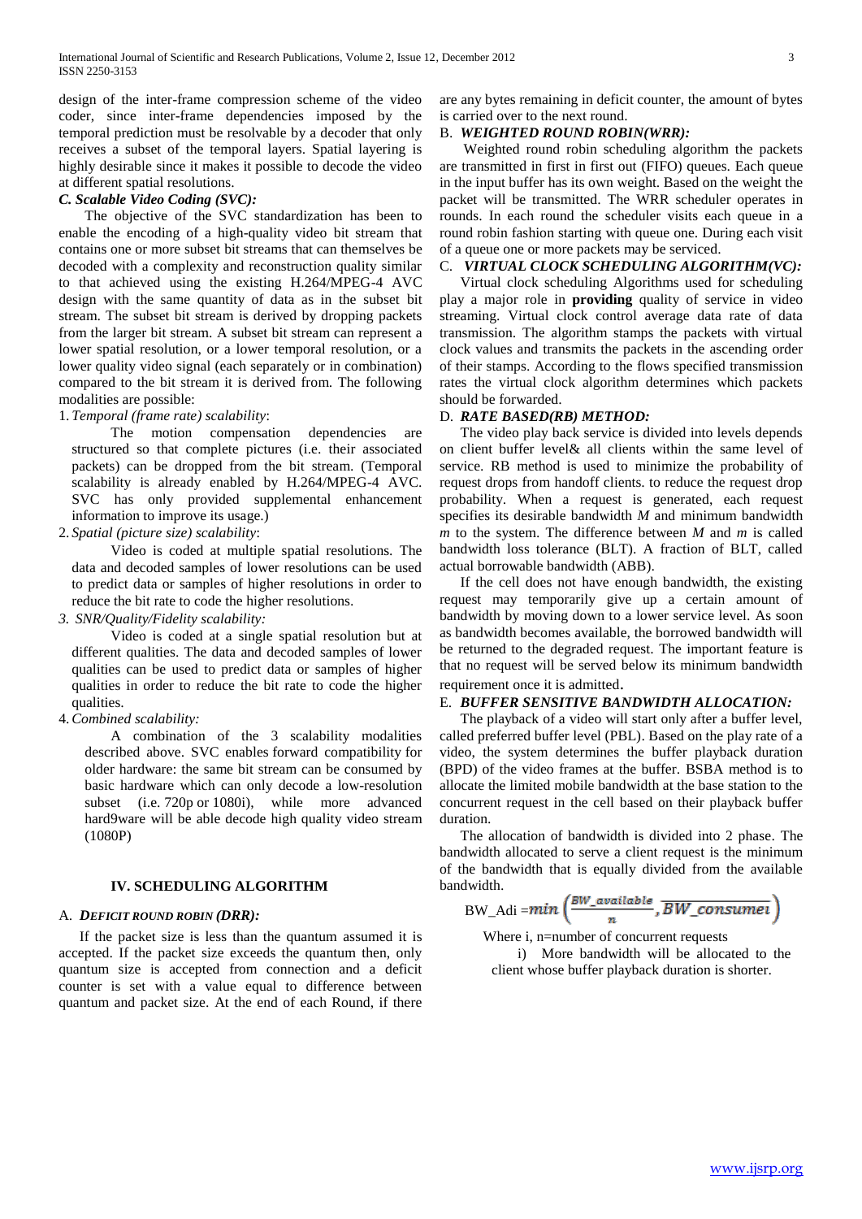design of the inter-frame compression scheme of the video coder, since inter-frame dependencies imposed by the temporal prediction must be resolvable by a decoder that only receives a subset of the temporal layers. Spatial layering is highly desirable since it makes it possible to decode the video at different spatial resolutions.

### *C. Scalable Video Coding (SVC):*

The objective of the SVC standardization has been to enable the encoding of a high-quality video bit stream that contains one or more subset bit streams that can themselves be decoded with a complexity and reconstruction quality similar to that achieved using the existing H.264/MPEG-4 AVC design with the same quantity of data as in the subset bit stream. The subset bit stream is derived by dropping packets from the larger bit stream. A subset bit stream can represent a lower spatial resolution, or a lower temporal resolution, or a lower quality video signal (each separately or in combination) compared to the bit stream it is derived from. The following modalities are possible:

1. *Temporal (frame rate) scalability*:

   The motion compensation dependencies are structured so that complete pictures (i.e. their associated packets) can be dropped from the bit stream. (Temporal scalability is already enabled by H.264/MPEG-4 AVC. SVC has only provided supplemental enhancement information to improve its usage.)

2. *Spatial (picture size) scalability*:

   Video is coded at multiple spatial resolutions. The data and decoded samples of lower resolutions can be used to predict data or samples of higher resolutions in order to reduce the bit rate to code the higher resolutions.

3. *SNR/Quality/Fidelity scalability:*

   Video is coded at a single spatial resolution but at different qualities. The data and decoded samples of lower qualities can be used to predict data or samples of higher qualities in order to reduce the bit rate to code the higher qualities.

4. *Combined scalability:*

   A combination of the 3 scalability modalities described above. SVC enables forward compatibility for older hardware: the same bit stream can be consumed by basic hardware which can only decode a low-resolution subset (i.e. 720p or 1080i), while more advanced hard9ware will be able decode high quality video stream (1080P)

## IV. SCHEDULING ALGORITHM

### A. *DEFICIT ROUND ROBIN (DRR):*

If the packet size is less than the quantum assumed it is accepted. If the packet size exceeds the quantum then, only quantum size is accepted from connection and a deficit counter is set with a value equal to difference between quantum and packet size. At the end of each Round, if there are any bytes remaining in deficit counter, the amount of bytes is carried over to the next round.

### B. *WEIGHTED ROUND ROBIN(WRR):*

Weighted round robin scheduling algorithm the packets are transmitted in first in first out (FIFO) queues. Each queue in the input buffer has its own weight. Based on the weight the packet will be transmitted. The WRR scheduler operates in rounds. In each round the scheduler visits each queue in a round robin fashion starting with queue one. During each visit of a queue one or more packets may be serviced.

### C. *VIRTUAL CLOCK SCHEDULING ALGORITHM(VC):*

Virtual clock scheduling Algorithms used for scheduling play a major role in **providing** quality of service in video streaming. Virtual clock control average data rate of data transmission. The algorithm stamps the packets with virtual clock values and transmits the packets in the ascending order of their stamps. According to the flows specified transmission rates the virtual clock algorithm determines which packets should be forwarded.

### D. *RATE BASED(RB) METHOD:*

The video play back service is divided into levels depends on client buffer level& all clients within the same level of service. RB method is used to minimize the probability of request drops from handoff clients. to reduce the request drop probability. When a request is generated, each request specifies its desirable bandwidth $M$ and minimum bandwidth $m$ to the system. The difference between $M$ and $m$ is called bandwidth loss tolerance (BLT). A fraction of BLT, called actual borrowable bandwidth (ABB).

If the cell does not have enough bandwidth, the existing request may temporarily give up a certain amount of bandwidth by moving down to a lower service level. As soon as bandwidth becomes available, the borrowed bandwidth will be returned to the degraded request. The important feature is that no request will be served below its minimum bandwidth requirement once it is admitted.

### E. *BUFFER SENSITIVE BANDWIDTH ALLOCATION:*

The playback of a video will start only after a buffer level, called preferred buffer level (PBL). Based on the play rate of a video, the system determines the buffer playback duration (BPD) of the video frames at the buffer. BSBA method is to allocate the limited mobile bandwidth at the base station to the concurrent request in the cell based on their playback buffer duration.

The allocation of bandwidth is divided into 2 phase. The bandwidth allocated to serve a client request is the minimum of the bandwidth that is equally divided from the available bandwidth.

$$BW\_Adi = min\left(\frac{BW\_available}{n}, \overline{BW\_consumei}\right)$$

Where i, n=number of concurrent requests

i) More bandwidth will be allocated to the client whose buffer playback duration is shorter.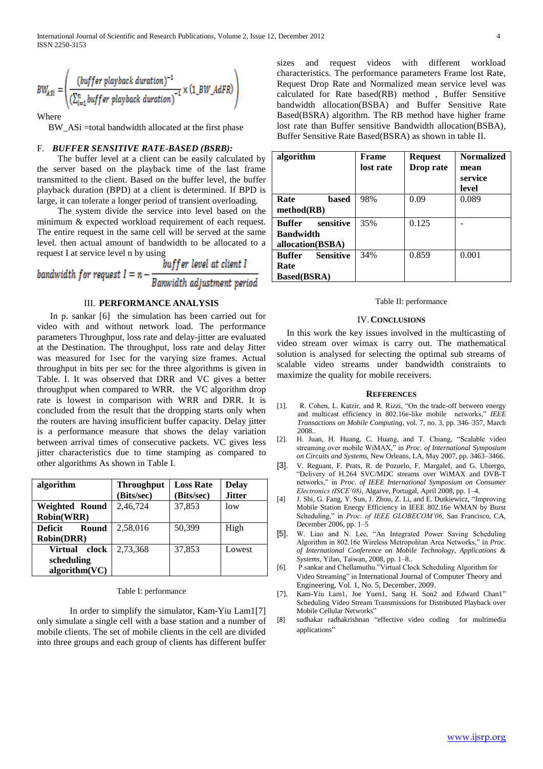$$BW_{Asi} = \left( \frac{(buffer\ playback\ duration)^{-1}}{\left(\sum_{i=1}^{n} buffer\ playback\ duration\right)^{-1}} \times (1\_BW\_AdFR) \right)$$

Where

BW_ASi =total bandwidth allocated at the first phase

### F. *BUFFER SENSITIVE RATE-BASED (BSRB):*

The buffer level at a client can be easily calculated by the server based on the playback time of the last frame transmitted to the client. Based on the buffer level, the buffer playback duration (BPD) at a client is determined. If BPD is large, it can tolerate a longer period of transient overloading.

The system divide the service into level based on the minimum & expected workload requirement of each request. The entire request in the same cell will be served at the same level. then actual amount of bandwidth to be allocated to a request I at service level n by using

$$bandwidth\ for\ request\ I = n - \frac{buffer\ level\ at\ client\ I}{Banwidth\ adjustment\ period}$$

## III. PERFORMANCE ANALYSIS

In p. sankar [6] the simulation has been carried out for video with and without network load. The performance parameters Throughput, loss rate and delay-jitter are evaluated at the Destination. The throughput, loss rate and delay Jitter was measured for 1sec for the varying size frames. Actual throughput in bits per sec for the three algorithms is given in Table. I. It was observed that DRR and VC gives a better throughput when compared to WRR. the VC algorithm drop rate is lowest in comparison with WRR and DRR. It is concluded from the result that the dropping starts only when the routers are having insufficient buffer capacity. Delay jitter is a performance measure that shows the delay variation between arrival times of consecutive packets. VC gives less jitter characteristics due to time stamping as compared to other algorithms As shown in Table I.

| algorithm | Throughput (Bits/sec) | Loss Rate (Bits/sec) | Delay Jitter |
|---|---|---|---|
| Weighted Round Robin(WRR) | 2,46,724 | 37,853 | low |
| Deficit Round Robin(DRR) | 2,58,016 | 50,399 | High |
| Virtual clock scheduling algorithm(VC) | 2,73,368 | 37,853 | Lowest |

Table I: performance

In order to simplify the simulator, Kam-Yiu Lam1[7] only simulate a single cell with a base station and a number of mobile clients. The set of mobile clients in the cell are divided into three groups and each group of clients has different buffer sizes and request videos with different workload characteristics. The performance parameters Frame lost Rate, Request Drop Rate and Normalized mean service level was calculated for Rate based(RB) method , Buffer Sensitive bandwidth allocation(BSBA) and Buffer Sensitive Rate Based(BSRA) algorithm. The RB method have higher frame lost rate than Buffer sensitive Bandwidth allocation(BSBA), Buffer Sensitive Rate Based(BSRA) as shown in table II.

| algorithm | Frame lost rate | Request Drop rate | Normalized mean service level |
|---|---|---|---|
| Rate based method(RB) | 98% | 0.09 | 0.089 |
| Buffer sensitive Bandwidth allocation(BSBA) | 35% | 0.125 | - |
| Buffer Sensitive Rate Based(BSRA) | 34% | 0.859 | 0.001 |

Table II: performance

## IV. CONCLUSIONS

In this work the key issues involved in the multicasting of video stream over wimax is carry out. The mathematical solution is analysed for selecting the optimal sub streams of scalable video streams under bandwidth constraints to maximize the quality for mobile receivers.

## REFERENCES

[1]. R. Cohen, L. Katzir, and R. Rizzi, "On the trade-off between energy and multicast efficiency in 802.16e-like mobile networks," *IEEE Transactions on Mobile Computing*, vol. 7, no. 3, pp. 346–357, March 2008..

[2]. H. Juan, H. Huang, C. Huang, and T. Chiang, "Scalable video streaming over mobile WiMAX," in *Proc. of International Symposium on Circuits and Systems*, New Orleans, LA, May 2007, pp. 3463–3466.

[3]. V. Reguant, F. Prats, R. de Pozuelo, F. Margalef, and G. Ubiergo, "Delivery of H.264 SVC/MDC streams over WiMAX and DVB-T networks," in *Proc. of IEEE International Symposium on Consumer Electronics (ISCE'08)*, Algarve, Portugal, April 2008, pp. 1–4.

[4] J. Shi, G. Fang, Y. Sun, J. Zhou, Z. Li, and E. Dutkiewicz, "Improving Mobile Station Energy Efficiency in IEEE 802.16e WMAN by Burst Scheduling," in *Proc. of IEEE GLOBECOM'06*, San Francisco, CA, December 2006, pp. 1–5

[5]. W. Liao and N. Lee, "An Integrated Power Saving Scheduling Algorithm in 802.16e Wireless Metropolitan Area Networks," in *Proc. of International Conference on Mobile Technology, Applications & Systems*, Yilan, Taiwan, 2008, pp. 1–8..

[6]. P.sankar and Chellamuthu."Virtual Clock Scheduling Algorithm for Video Streaming" in International Journal of Computer Theory and Engineering, Vol. 1, No. 5, December, 2009.

[7]. Kam-Yiu Lam1, Joe Yuen1, Sang H. Son2 and Edward Chan1" Scheduling Video Stream Transmissions for Distributed Playback over Mobile Cellular Networks"

[8] sudhakar radhakrishnan "effective video coding for multimedia applications"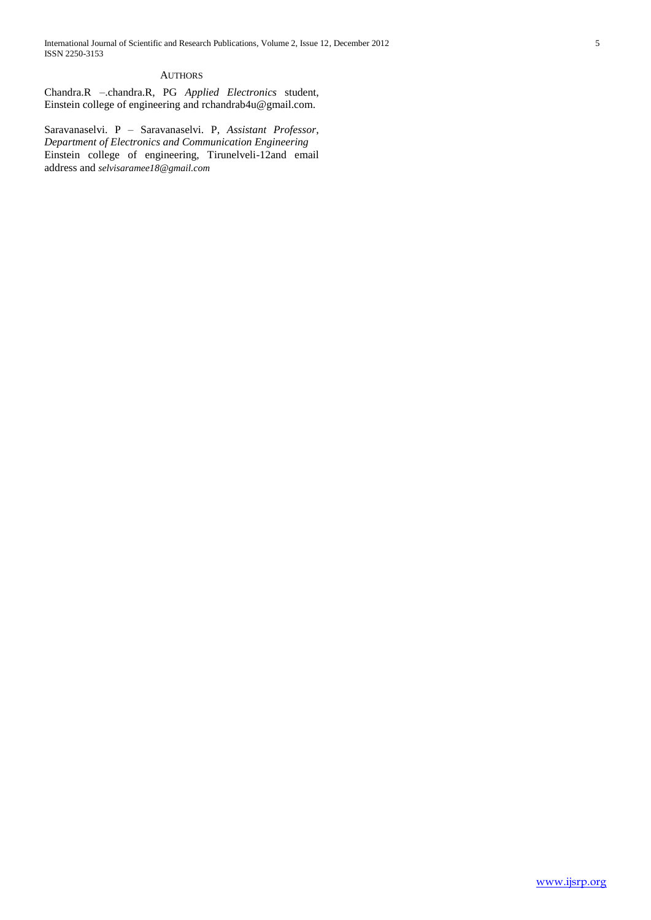## AUTHORS

Chandra.R –.chandra.R, PG *Applied Electronics* student, Einstein college of engineering and rchandrab4u@gmail.com.

Saravanaselvi. P – Saravanaselvi. P, *Assistant Professor, Department of Electronics and Communication Engineering* Einstein college of engineering, Tirunelveli-12and email address and *selvisaramee18@gmail.com*